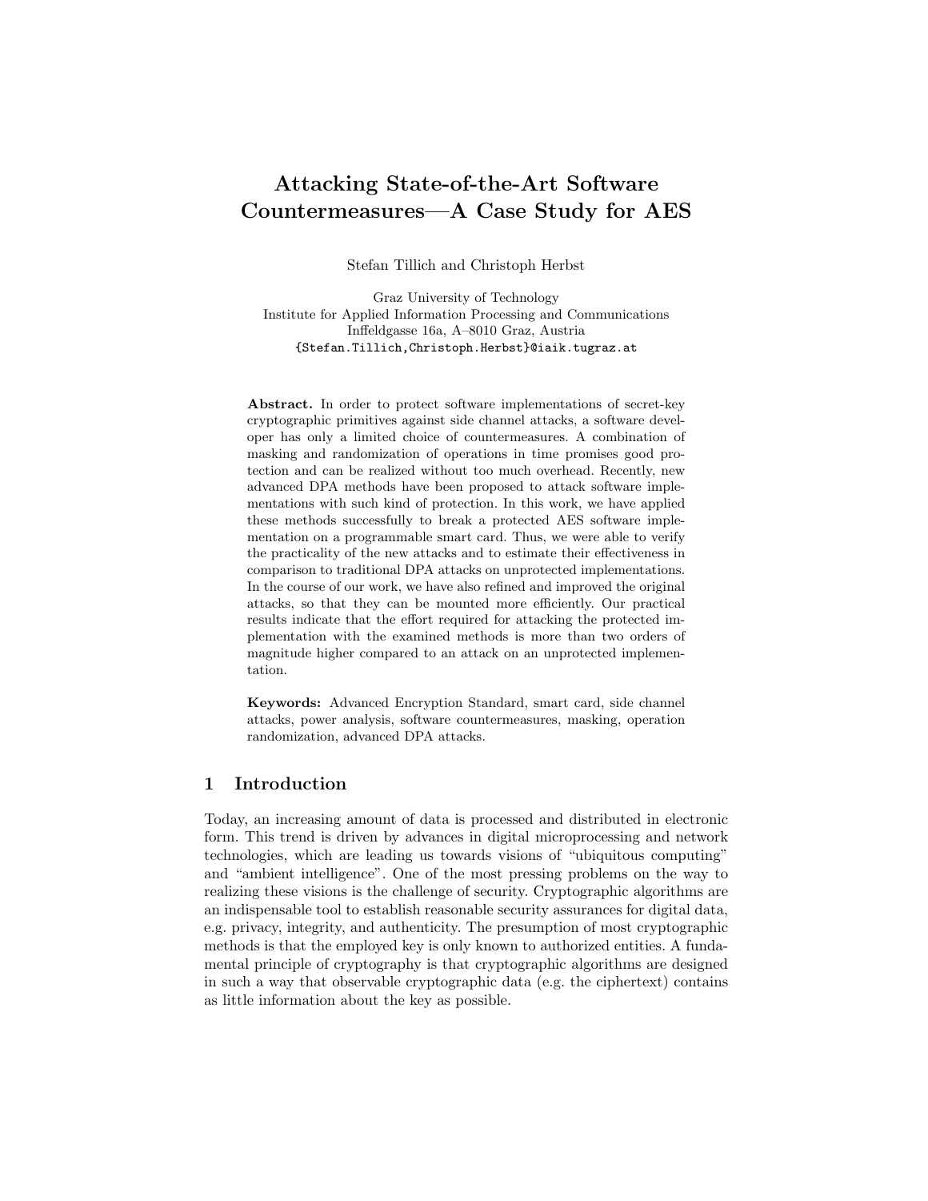# Attacking State-of-the-Art Software Countermeasures—A Case Study for AES

Stefan Tillich and Christoph Herbst

Graz University of Technology
Institute for Applied Information Processing and Communications
Inffeldgasse 16a, A–8010 Graz, Austria
{Stefan.Tillich,Christoph.Herbst}@iaik.tugraz.at

**Abstract.** In order to protect software implementations of secret-key cryptographic primitives against side channel attacks, a software developer has only a limited choice of countermeasures. A combination of masking and randomization of operations in time promises good protection and can be realized without too much overhead. Recently, new advanced DPA methods have been proposed to attack software implementations with such kind of protection. In this work, we have applied these methods successfully to break a protected AES software implementation on a programmable smart card. Thus, we were able to verify the practicality of the new attacks and to estimate their effectiveness in comparison to traditional DPA attacks on unprotected implementations. In the course of our work, we have also refined and improved the original attacks, so that they can be mounted more efficiently. Our practical results indicate that the effort required for attacking the protected implementation with the examined methods is more than two orders of magnitude higher compared to an attack on an unprotected implementation.

**Keywords:** Advanced Encryption Standard, smart card, side channel attacks, power analysis, software countermeasures, masking, operation randomization, advanced DPA attacks.

## 1 Introduction

Today, an increasing amount of data is processed and distributed in electronic form. This trend is driven by advances in digital microprocessing and network technologies, which are leading us towards visions of "ubiquitous computing" and "ambient intelligence". One of the most pressing problems on the way to realizing these visions is the challenge of security. Cryptographic algorithms are an indispensable tool to establish reasonable security assurances for digital data, e.g. privacy, integrity, and authenticity. The presumption of most cryptographic methods is that the employed key is only known to authorized entities. A fundamental principle of cryptography is that cryptographic algorithms are designed in such a way that observable cryptographic data (e.g. the ciphertext) contains as little information about the key as possible.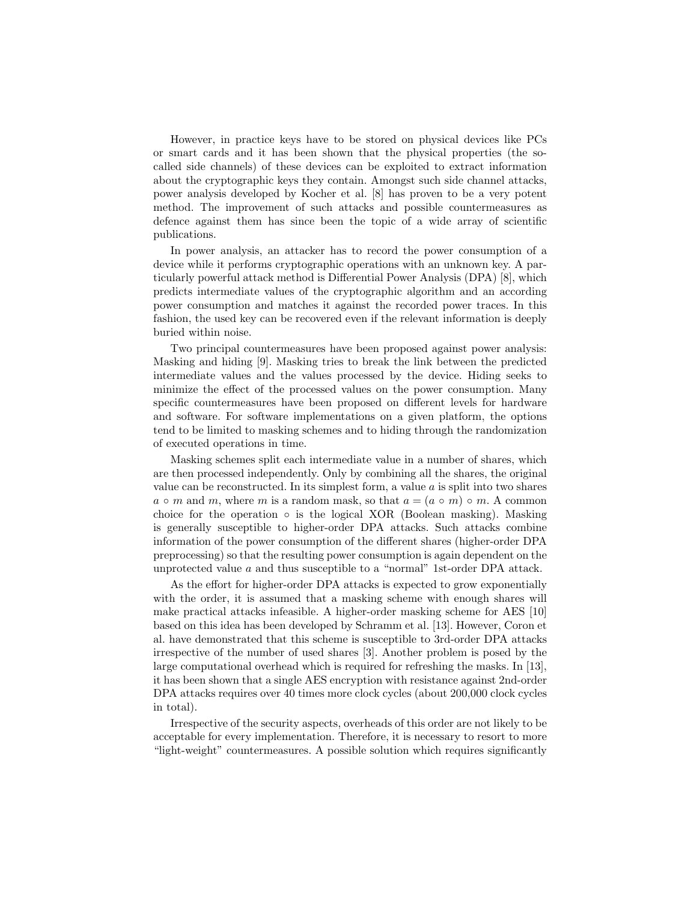However, in practice keys have to be stored on physical devices like PCs or smart cards and it has been shown that the physical properties (the so-called side channels) of these devices can be exploited to extract information about the cryptographic keys they contain. Amongst such side channel attacks, power analysis developed by Kocher et al. [8] has proven to be a very potent method. The improvement of such attacks and possible countermeasures as defence against them has since been the topic of a wide array of scientific publications.

In power analysis, an attacker has to record the power consumption of a device while it performs cryptographic operations with an unknown key. A particularly powerful attack method is Differential Power Analysis (DPA) [8], which predicts intermediate values of the cryptographic algorithm and an according power consumption and matches it against the recorded power traces. In this fashion, the used key can be recovered even if the relevant information is deeply buried within noise.

Two principal countermeasures have been proposed against power analysis: Masking and hiding [9]. Masking tries to break the link between the predicted intermediate values and the values processed by the device. Hiding seeks to minimize the effect of the processed values on the power consumption. Many specific countermeasures have been proposed on different levels for hardware and software. For software implementations on a given platform, the options tend to be limited to masking schemes and to hiding through the randomization of executed operations in time.

Masking schemes split each intermediate value in a number of shares, which are then processed independently. Only by combining all the shares, the original value can be reconstructed. In its simplest form, a value $a$ is split into two shares $a \circ m$ and $m$, where $m$ is a random mask, so that $a = (a \circ m) \circ m$. A common choice for the operation $\circ$ is the logical XOR (Boolean masking). Masking is generally susceptible to higher-order DPA attacks. Such attacks combine information of the power consumption of the different shares (higher-order DPA preprocessing) so that the resulting power consumption is again dependent on the unprotected value $a$ and thus susceptible to a "normal" 1st-order DPA attack.

As the effort for higher-order DPA attacks is expected to grow exponentially with the order, it is assumed that a masking scheme with enough shares will make practical attacks infeasible. A higher-order masking scheme for AES [10] based on this idea has been developed by Schramm et al. [13]. However, Coron et al. have demonstrated that this scheme is susceptible to 3rd-order DPA attacks irrespective of the number of used shares [3]. Another problem is posed by the large computational overhead which is required for refreshing the masks. In [13], it has been shown that a single AES encryption with resistance against 2nd-order DPA attacks requires over 40 times more clock cycles (about 200,000 clock cycles in total).

Irrespective of the security aspects, overheads of this order are not likely to be acceptable for every implementation. Therefore, it is necessary to resort to more "light-weight" countermeasures. A possible solution which requires significantly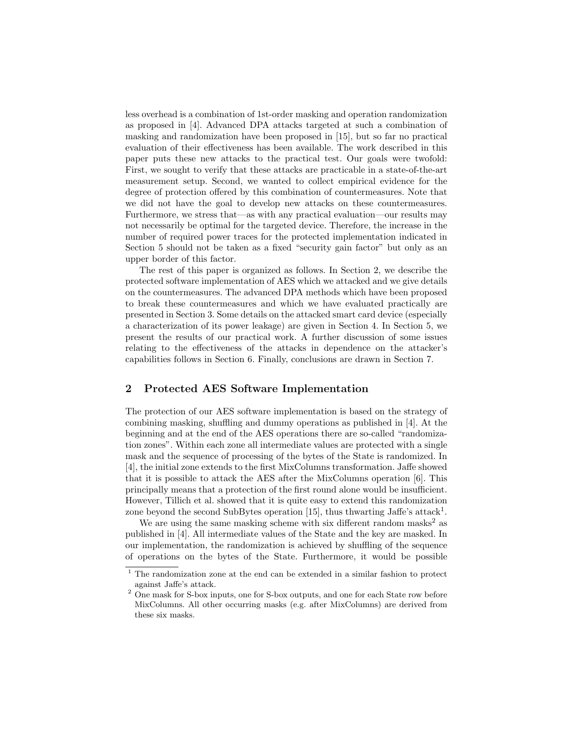less overhead is a combination of 1st-order masking and operation randomization as proposed in [4]. Advanced DPA attacks targeted at such a combination of masking and randomization have been proposed in [15], but so far no practical evaluation of their effectiveness has been available. The work described in this paper puts these new attacks to the practical test. Our goals were twofold: First, we sought to verify that these attacks are practicable in a state-of-the-art measurement setup. Second, we wanted to collect empirical evidence for the degree of protection offered by this combination of countermeasures. Note that we did not have the goal to develop new attacks on these countermeasures. Furthermore, we stress that—as with any practical evaluation—our results may not necessarily be optimal for the targeted device. Therefore, the increase in the number of required power traces for the protected implementation indicated in Section 5 should not be taken as a fixed "security gain factor" but only as an upper border of this factor.

The rest of this paper is organized as follows. In Section 2, we describe the protected software implementation of AES which we attacked and we give details on the countermeasures. The advanced DPA methods which have been proposed to break these countermeasures and which we have evaluated practically are presented in Section 3. Some details on the attacked smart card device (especially a characterization of its power leakage) are given in Section 4. In Section 5, we present the results of our practical work. A further discussion of some issues relating to the effectiveness of the attacks in dependence on the attacker's capabilities follows in Section 6. Finally, conclusions are drawn in Section 7.

## 2 Protected AES Software Implementation

The protection of our AES software implementation is based on the strategy of combining masking, shuffling and dummy operations as published in [4]. At the beginning and at the end of the AES operations there are so-called "randomization zones". Within each zone all intermediate values are protected with a single mask and the sequence of processing of the bytes of the State is randomized. In [4], the initial zone extends to the first MixColumns transformation. Jaffe showed that it is possible to attack the AES after the MixColumns operation [6]. This principally means that a protection of the first round alone would be insufficient. However, Tillich et al. showed that it is quite easy to extend this randomization zone beyond the second SubBytes operation [15], thus thwarting Jaffe's attack[1].

We are using the same masking scheme with six different random masks[2] as published in [4]. All intermediate values of the State and the key are masked. In our implementation, the randomization is achieved by shuffling of the sequence of operations on the bytes of the State. Furthermore, it would be possible

[1] The randomization zone at the end can be extended in a similar fashion to protect against Jaffe's attack.

[2] One mask for S-box inputs, one for S-box outputs, and one for each State row before MixColumns. All other occurring masks (e.g. after MixColumns) are derived from these six masks.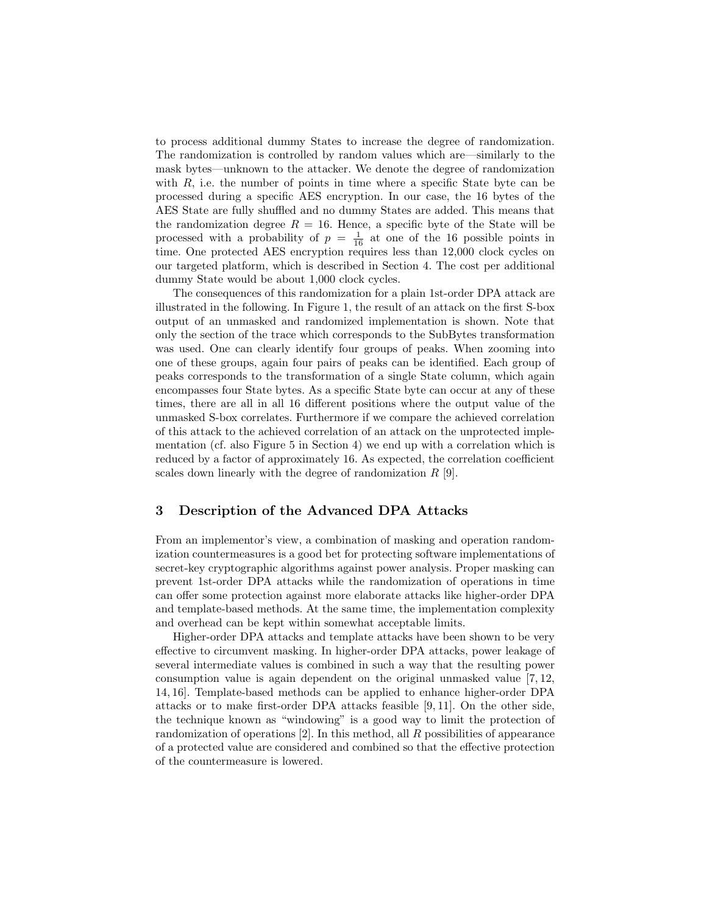to process additional dummy States to increase the degree of randomization. The randomization is controlled by random values which are—similarly to the mask bytes—unknown to the attacker. We denote the degree of randomization with $R$, i.e. the number of points in time where a specific State byte can be processed during a specific AES encryption. In our case, the 16 bytes of the AES State are fully shuffled and no dummy States are added. This means that the randomization degree $R = 16$. Hence, a specific byte of the State will be processed with a probability of $p = \frac{1}{16}$ at one of the 16 possible points in time. One protected AES encryption requires less than 12,000 clock cycles on our targeted platform, which is described in Section 4. The cost per additional dummy State would be about 1,000 clock cycles.

The consequences of this randomization for a plain 1st-order DPA attack are illustrated in the following. In Figure 1, the result of an attack on the first S-box output of an unmasked and randomized implementation is shown. Note that only the section of the trace which corresponds to the SubBytes transformation was used. One can clearly identify four groups of peaks. When zooming into one of these groups, again four pairs of peaks can be identified. Each group of peaks corresponds to the transformation of a single State column, which again encompasses four State bytes. As a specific State byte can occur at any of these times, there are all in all 16 different positions where the output value of the unmasked S-box correlates. Furthermore if we compare the achieved correlation of this attack to the achieved correlation of an attack on the unprotected implementation (cf. also Figure 5 in Section 4) we end up with a correlation which is reduced by a factor of approximately 16. As expected, the correlation coefficient scales down linearly with the degree of randomization $R$ [9].

## 3 Description of the Advanced DPA Attacks

From an implementor's view, a combination of masking and operation randomization countermeasures is a good bet for protecting software implementations of secret-key cryptographic algorithms against power analysis. Proper masking can prevent 1st-order DPA attacks while the randomization of operations in time can offer some protection against more elaborate attacks like higher-order DPA and template-based methods. At the same time, the implementation complexity and overhead can be kept within somewhat acceptable limits.

Higher-order DPA attacks and template attacks have been shown to be very effective to circumvent masking. In higher-order DPA attacks, power leakage of several intermediate values is combined in such a way that the resulting power consumption value is again dependent on the original unmasked value [7, 12, 14, 16]. Template-based methods can be applied to enhance higher-order DPA attacks or to make first-order DPA attacks feasible [9, 11]. On the other side, the technique known as "windowing" is a good way to limit the protection of randomization of operations [2]. In this method, all $R$ possibilities of appearance of a protected value are considered and combined so that the effective protection of the countermeasure is lowered.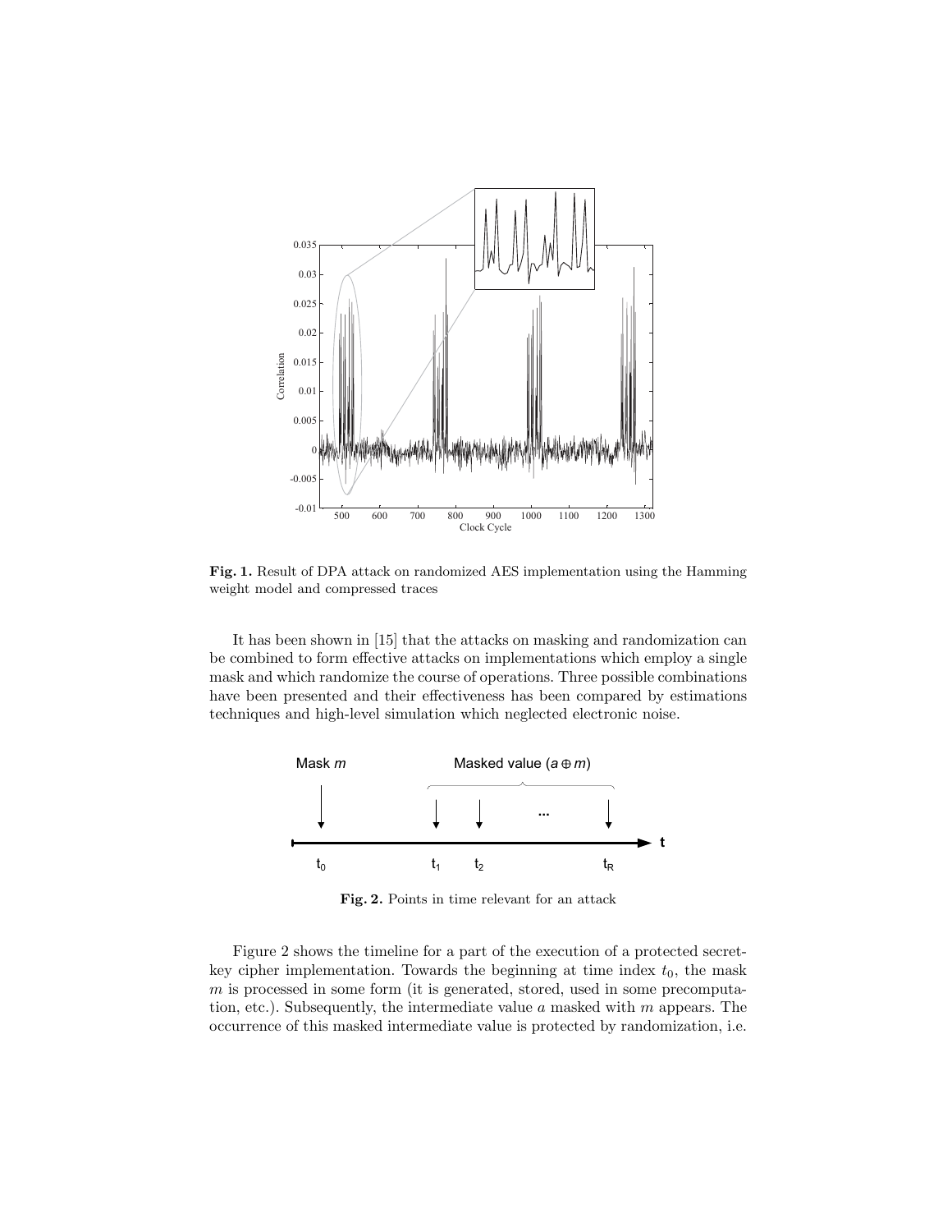**Fig. 1.** Result of DPA attack on randomized AES implementation using the Hamming weight model and compressed traces

It has been shown in [15] that the attacks on masking and randomization can be combined to form effective attacks on implementations which employ a single mask and which randomize the course of operations. Three possible combinations have been presented and their effectiveness has been compared by estimations techniques and high-level simulation which neglected electronic noise.

**Fig. 2.** Points in time relevant for an attack

Figure 2 shows the timeline for a part of the execution of a protected secret-key cipher implementation. Towards the beginning at time index $t_0$, the mask $m$ is processed in some form (it is generated, stored, used in some precomputation, etc.). Subsequently, the intermediate value $a$ masked with $m$ appears. The occurrence of this masked intermediate value is protected by randomization, i.e.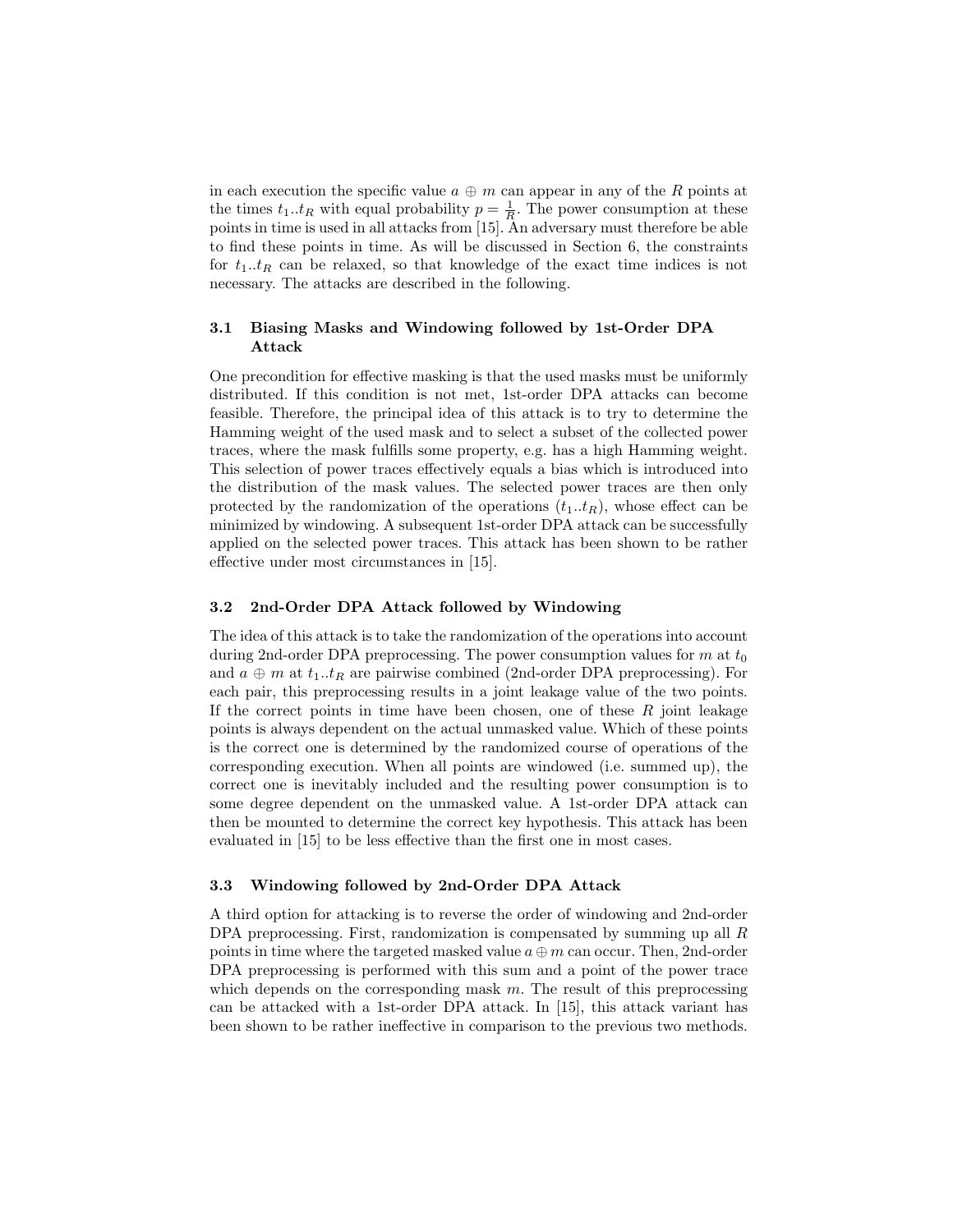in each execution the specific value $a \oplus m$ can appear in any of the $R$ points at the times $t_1..t_R$ with equal probability $p = \frac{1}{R}$. The power consumption at these points in time is used in all attacks from [15]. An adversary must therefore be able to find these points in time. As will be discussed in Section 6, the constraints for $t_1..t_R$ can be relaxed, so that knowledge of the exact time indices is not necessary. The attacks are described in the following.

### 3.1 Biasing Masks and Windowing followed by 1st-Order DPA Attack

One precondition for effective masking is that the used masks must be uniformly distributed. If this condition is not met, 1st-order DPA attacks can become feasible. Therefore, the principal idea of this attack is to try to determine the Hamming weight of the used mask and to select a subset of the collected power traces, where the mask fulfills some property, e.g. has a high Hamming weight. This selection of power traces effectively equals a bias which is introduced into the distribution of the mask values. The selected power traces are then only protected by the randomization of the operations ($t_1..t_R$), whose effect can be minimized by windowing. A subsequent 1st-order DPA attack can be successfully applied on the selected power traces. This attack has been shown to be rather effective under most circumstances in [15].

### 3.2 2nd-Order DPA Attack followed by Windowing

The idea of this attack is to take the randomization of the operations into account during 2nd-order DPA preprocessing. The power consumption values for $m$ at $t_0$ and $a \oplus m$ at $t_1..t_R$ are pairwise combined (2nd-order DPA preprocessing). For each pair, this preprocessing results in a joint leakage value of the two points. If the correct points in time have been chosen, one of these $R$ joint leakage points is always dependent on the actual unmasked value. Which of these points is the correct one is determined by the randomized course of operations of the corresponding execution. When all points are windowed (i.e. summed up), the correct one is inevitably included and the resulting power consumption is to some degree dependent on the unmasked value. A 1st-order DPA attack can then be mounted to determine the correct key hypothesis. This attack has been evaluated in [15] to be less effective than the first one in most cases.

### 3.3 Windowing followed by 2nd-Order DPA Attack

A third option for attacking is to reverse the order of windowing and 2nd-order DPA preprocessing. First, randomization is compensated by summing up all $R$ points in time where the targeted masked value $a \oplus m$ can occur. Then, 2nd-order DPA preprocessing is performed with this sum and a point of the power trace which depends on the corresponding mask $m$. The result of this preprocessing can be attacked with a 1st-order DPA attack. In [15], this attack variant has been shown to be rather ineffective in comparison to the previous two methods.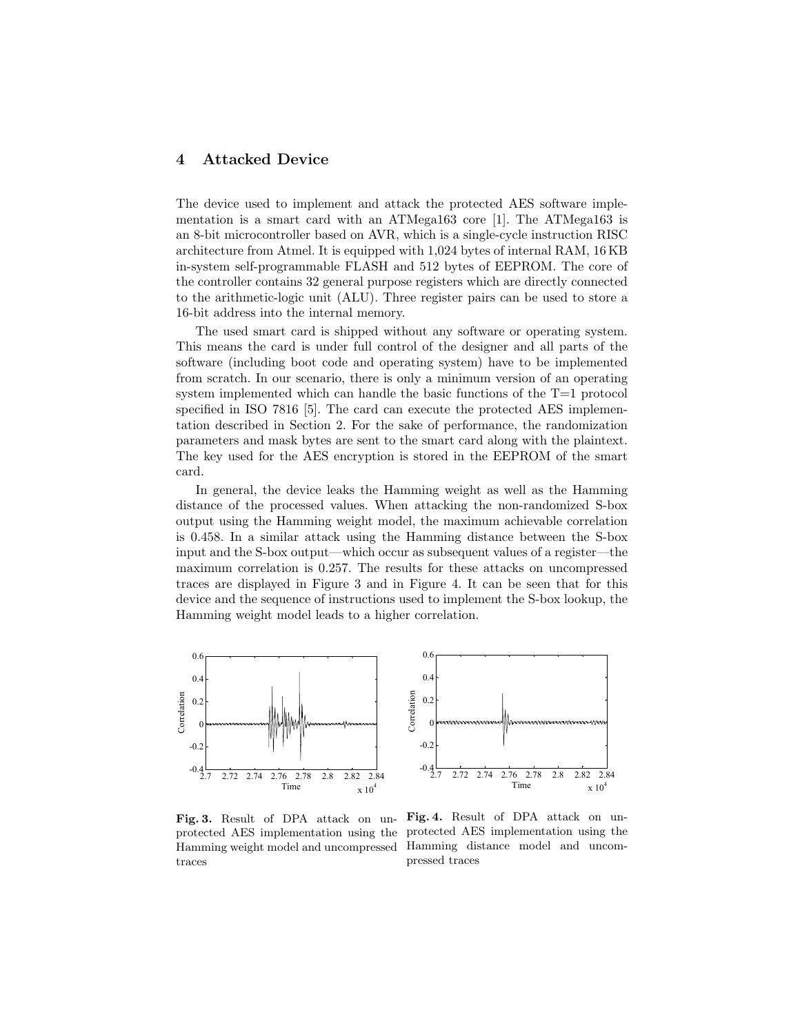## 4 Attacked Device

The device used to implement and attack the protected AES software implementation is a smart card with an ATMega163 core [1]. The ATMega163 is an 8-bit microcontroller based on AVR, which is a single-cycle instruction RISC architecture from Atmel. It is equipped with 1,024 bytes of internal RAM, 16 KB in-system self-programmable FLASH and 512 bytes of EEPROM. The core of the controller contains 32 general purpose registers which are directly connected to the arithmetic-logic unit (ALU). Three register pairs can be used to store a 16-bit address into the internal memory.

The used smart card is shipped without any software or operating system. This means the card is under full control of the designer and all parts of the software (including boot code and operating system) have to be implemented from scratch. In our scenario, there is only a minimum version of an operating system implemented which can handle the basic functions of the T=1 protocol specified in ISO 7816 [5]. The card can execute the protected AES implementation described in Section 2. For the sake of performance, the randomization parameters and mask bytes are sent to the smart card along with the plaintext. The key used for the AES encryption is stored in the EEPROM of the smart card.

In general, the device leaks the Hamming weight as well as the Hamming distance of the processed values. When attacking the non-randomized S-box output using the Hamming weight model, the maximum achievable correlation is 0.458. In a similar attack using the Hamming distance between the S-box input and the S-box output—which occur as subsequent values of a register—the maximum correlation is 0.257. The results for these attacks on uncompressed traces are displayed in Figure 3 and in Figure 4. It can be seen that for this device and the sequence of instructions used to implement the S-box lookup, the Hamming weight model leads to a higher correlation.

**Fig. 3.** Result of DPA attack on unprotected AES implementation using the Hamming weight model and uncompressed traces

**Fig. 4.** Result of DPA attack on unprotected AES implementation using the Hamming distance model and uncompressed traces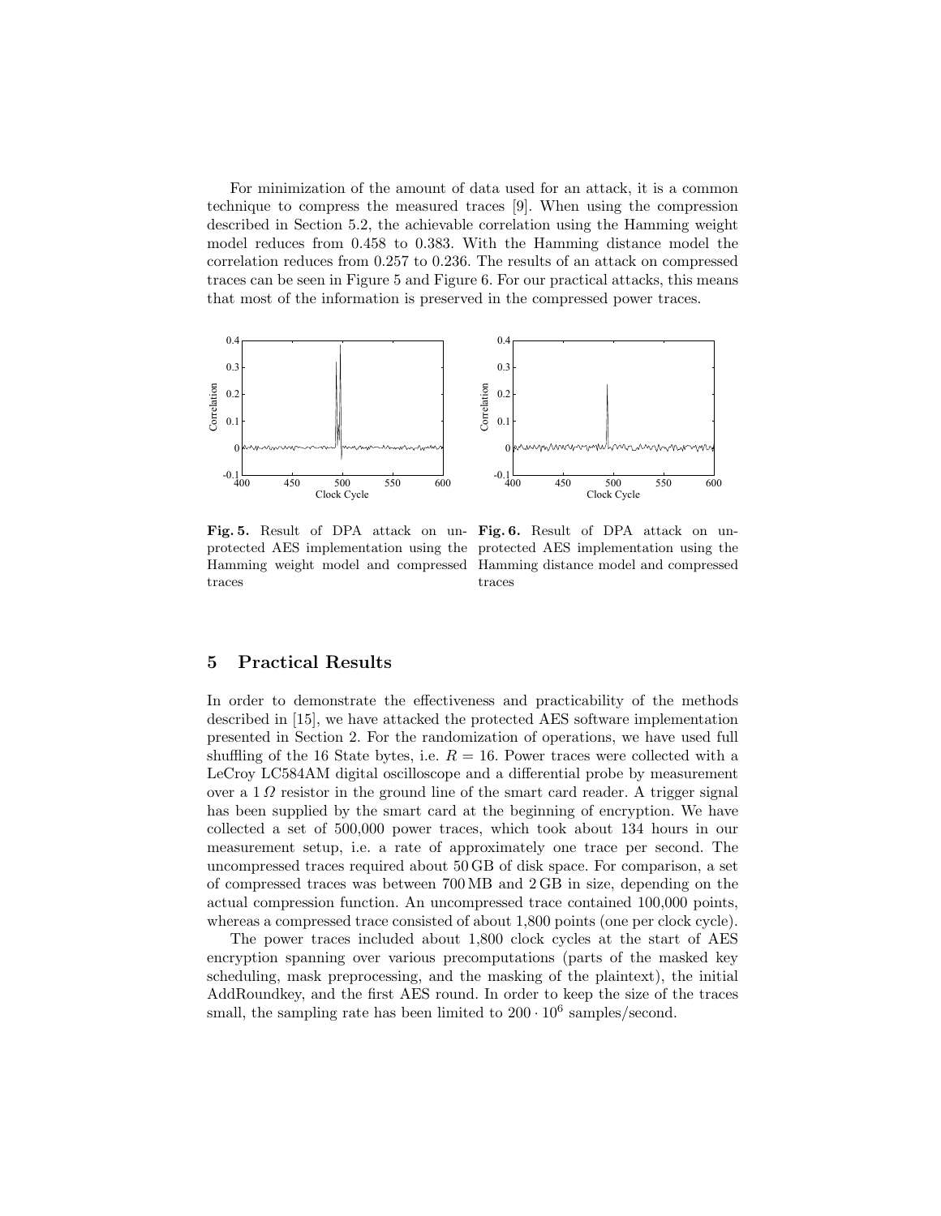For minimization of the amount of data used for an attack, it is a common technique to compress the measured traces [9]. When using the compression described in Section 5.2, the achievable correlation using the Hamming weight model reduces from 0.458 to 0.383. With the Hamming distance model the correlation reduces from 0.257 to 0.236. The results of an attack on compressed traces can be seen in Figure 5 and Figure 6. For our practical attacks, this means that most of the information is preserved in the compressed power traces.

**Fig. 5.** Result of DPA attack on unprotected AES implementation using the Hamming weight model and compressed traces

**Fig. 6.** Result of DPA attack on unprotected AES implementation using the Hamming distance model and compressed traces

## 5 Practical Results

In order to demonstrate the effectiveness and practicability of the methods described in [15], we have attacked the protected AES software implementation presented in Section 2. For the randomization of operations, we have used full shuffling of the 16 State bytes, i.e. $R = 16$. Power traces were collected with a LeCroy LC584AM digital oscilloscope and a differential probe by measurement over a $1\,\Omega$ resistor in the ground line of the smart card reader. A trigger signal has been supplied by the smart card at the beginning of encryption. We have collected a set of 500,000 power traces, which took about 134 hours in our measurement setup, i.e. a rate of approximately one trace per second. The uncompressed traces required about 50 GB of disk space. For comparison, a set of compressed traces was between 700 MB and 2 GB in size, depending on the actual compression function. An uncompressed trace contained 100,000 points, whereas a compressed trace consisted of about 1,800 points (one per clock cycle).

The power traces included about 1,800 clock cycles at the start of AES encryption spanning over various precomputations (parts of the masked key scheduling, mask preprocessing, and the masking of the plaintext), the initial AddRoundkey, and the first AES round. In order to keep the size of the traces small, the sampling rate has been limited to $200 \cdot 10^6$ samples/second.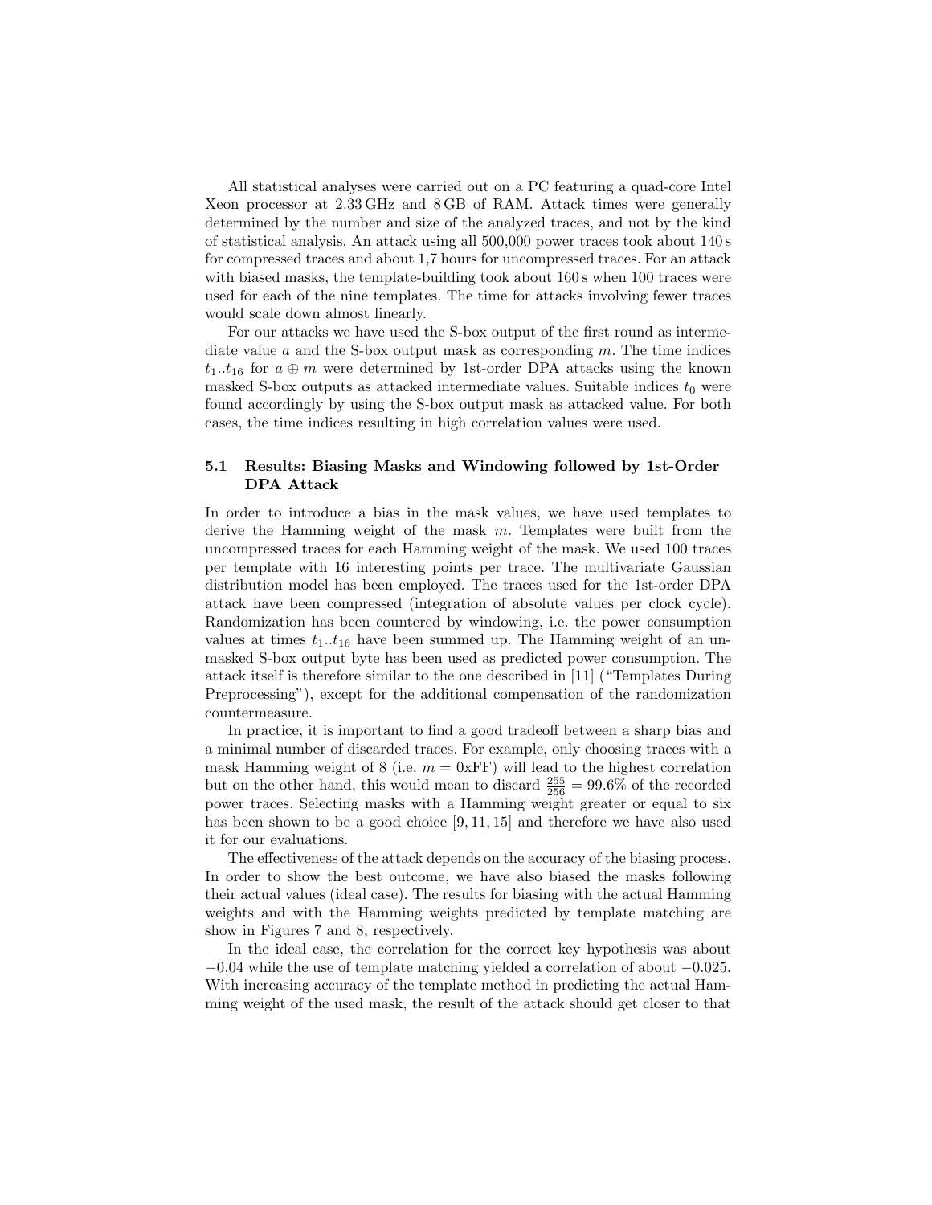All statistical analyses were carried out on a PC featuring a quad-core Intel Xeon processor at 2.33 GHz and 8 GB of RAM. Attack times were generally determined by the number and size of the analyzed traces, and not by the kind of statistical analysis. An attack using all 500,000 power traces took about 140 s for compressed traces and about 1,7 hours for uncompressed traces. For an attack with biased masks, the template-building took about 160 s when 100 traces were used for each of the nine templates. The time for attacks involving fewer traces would scale down almost linearly.

For our attacks we have used the S-box output of the first round as intermediate value $a$ and the S-box output mask as corresponding $m$. The time indices $t_1..t_{16}$ for $a \oplus m$ were determined by 1st-order DPA attacks using the known masked S-box outputs as attacked intermediate values. Suitable indices $t_0$ were found accordingly by using the S-box output mask as attacked value. For both cases, the time indices resulting in high correlation values were used.

### 5.1 Results: Biasing Masks and Windowing followed by 1st-Order DPA Attack

In order to introduce a bias in the mask values, we have used templates to derive the Hamming weight of the mask $m$. Templates were built from the uncompressed traces for each Hamming weight of the mask. We used 100 traces per template with 16 interesting points per trace. The multivariate Gaussian distribution model has been employed. The traces used for the 1st-order DPA attack have been compressed (integration of absolute values per clock cycle). Randomization has been countered by windowing, i.e. the power consumption values at times $t_1..t_{16}$ have been summed up. The Hamming weight of an unmasked S-box output byte has been used as predicted power consumption. The attack itself is therefore similar to the one described in [11] ("Templates During Preprocessing"), except for the additional compensation of the randomization countermeasure.

In practice, it is important to find a good tradeoff between a sharp bias and a minimal number of discarded traces. For example, only choosing traces with a mask Hamming weight of 8 (i.e. $m = \text{0xFF}$) will lead to the highest correlation but on the other hand, this would mean to discard $\frac{255}{256} = 99.6\%$ of the recorded power traces. Selecting masks with a Hamming weight greater or equal to six has been shown to be a good choice [9, 11, 15] and therefore we have also used it for our evaluations.

The effectiveness of the attack depends on the accuracy of the biasing process. In order to show the best outcome, we have also biased the masks following their actual values (ideal case). The results for biasing with the actual Hamming weights and with the Hamming weights predicted by template matching are show in Figures 7 and 8, respectively.

In the ideal case, the correlation for the correct key hypothesis was about $-0.04$ while the use of template matching yielded a correlation of about $-0.025$. With increasing accuracy of the template method in predicting the actual Hamming weight of the used mask, the result of the attack should get closer to that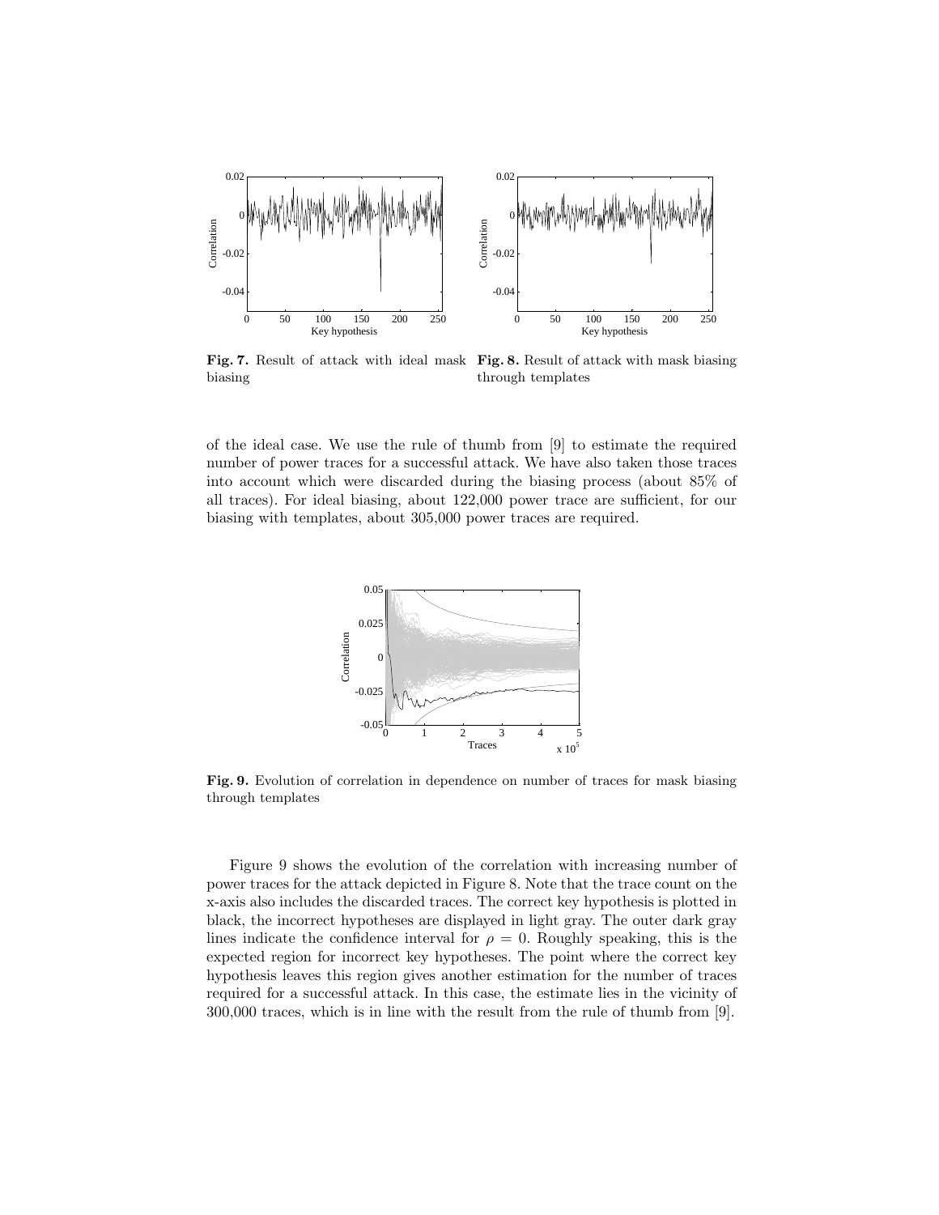Fig. 7. Result of attack with ideal mask biasing

Fig. 8. Result of attack with mask biasing through templates

of the ideal case. We use the rule of thumb from [9] to estimate the required number of power traces for a successful attack. We have also taken those traces into account which were discarded during the biasing process (about 85% of all traces). For ideal biasing, about 122,000 power trace are sufficient, for our biasing with templates, about 305,000 power traces are required.

Fig. 9. Evolution of correlation in dependence on number of traces for mask biasing through templates

Figure 9 shows the evolution of the correlation with increasing number of power traces for the attack depicted in Figure 8. Note that the trace count on the x-axis also includes the discarded traces. The correct key hypothesis is plotted in black, the incorrect hypotheses are displayed in light gray. The outer dark gray lines indicate the confidence interval for $\rho = 0$. Roughly speaking, this is the expected region for incorrect key hypotheses. The point where the correct key hypothesis leaves this region gives another estimation for the number of traces required for a successful attack. In this case, the estimate lies in the vicinity of 300,000 traces, which is in line with the result from the rule of thumb from [9].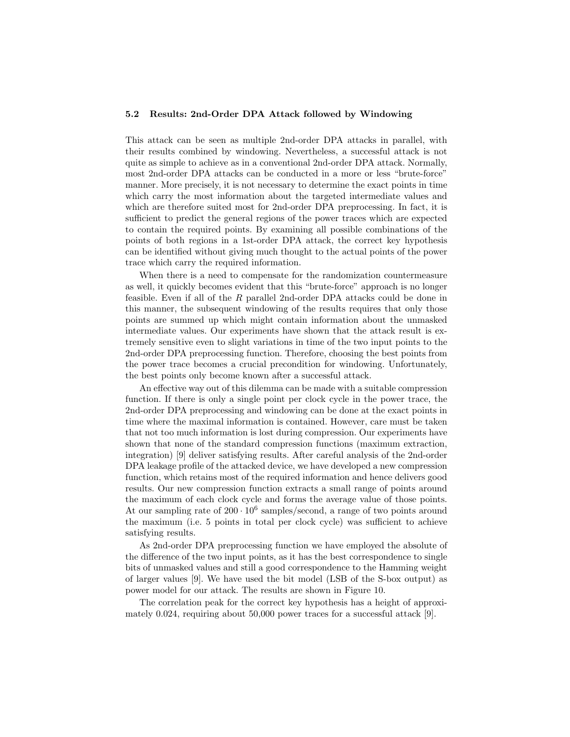### 5.2 Results: 2nd-Order DPA Attack followed by Windowing

This attack can be seen as multiple 2nd-order DPA attacks in parallel, with their results combined by windowing. Nevertheless, a successful attack is not quite as simple to achieve as in a conventional 2nd-order DPA attack. Normally, most 2nd-order DPA attacks can be conducted in a more or less "brute-force" manner. More precisely, it is not necessary to determine the exact points in time which carry the most information about the targeted intermediate values and which are therefore suited most for 2nd-order DPA preprocessing. In fact, it is sufficient to predict the general regions of the power traces which are expected to contain the required points. By examining all possible combinations of the points of both regions in a 1st-order DPA attack, the correct key hypothesis can be identified without giving much thought to the actual points of the power trace which carry the required information.

When there is a need to compensate for the randomization countermeasure as well, it quickly becomes evident that this "brute-force" approach is no longer feasible. Even if all of the $R$ parallel 2nd-order DPA attacks could be done in this manner, the subsequent windowing of the results requires that only those points are summed up which might contain information about the unmasked intermediate values. Our experiments have shown that the attack result is extremely sensitive even to slight variations in time of the two input points to the 2nd-order DPA preprocessing function. Therefore, choosing the best points from the power trace becomes a crucial precondition for windowing. Unfortunately, the best points only become known after a successful attack.

An effective way out of this dilemma can be made with a suitable compression function. If there is only a single point per clock cycle in the power trace, the 2nd-order DPA preprocessing and windowing can be done at the exact points in time where the maximal information is contained. However, care must be taken that not too much information is lost during compression. Our experiments have shown that none of the standard compression functions (maximum extraction, integration) [9] deliver satisfying results. After careful analysis of the 2nd-order DPA leakage profile of the attacked device, we have developed a new compression function, which retains most of the required information and hence delivers good results. Our new compression function extracts a small range of points around the maximum of each clock cycle and forms the average value of those points. At our sampling rate of $200 \cdot 10^6$ samples/second, a range of two points around the maximum (i.e. 5 points in total per clock cycle) was sufficient to achieve satisfying results.

As 2nd-order DPA preprocessing function we have employed the absolute of the difference of the two input points, as it has the best correspondence to single bits of unmasked values and still a good correspondence to the Hamming weight of larger values [9]. We have used the bit model (LSB of the S-box output) as power model for our attack. The results are shown in Figure 10.

The correlation peak for the correct key hypothesis has a height of approximately 0.024, requiring about 50,000 power traces for a successful attack [9].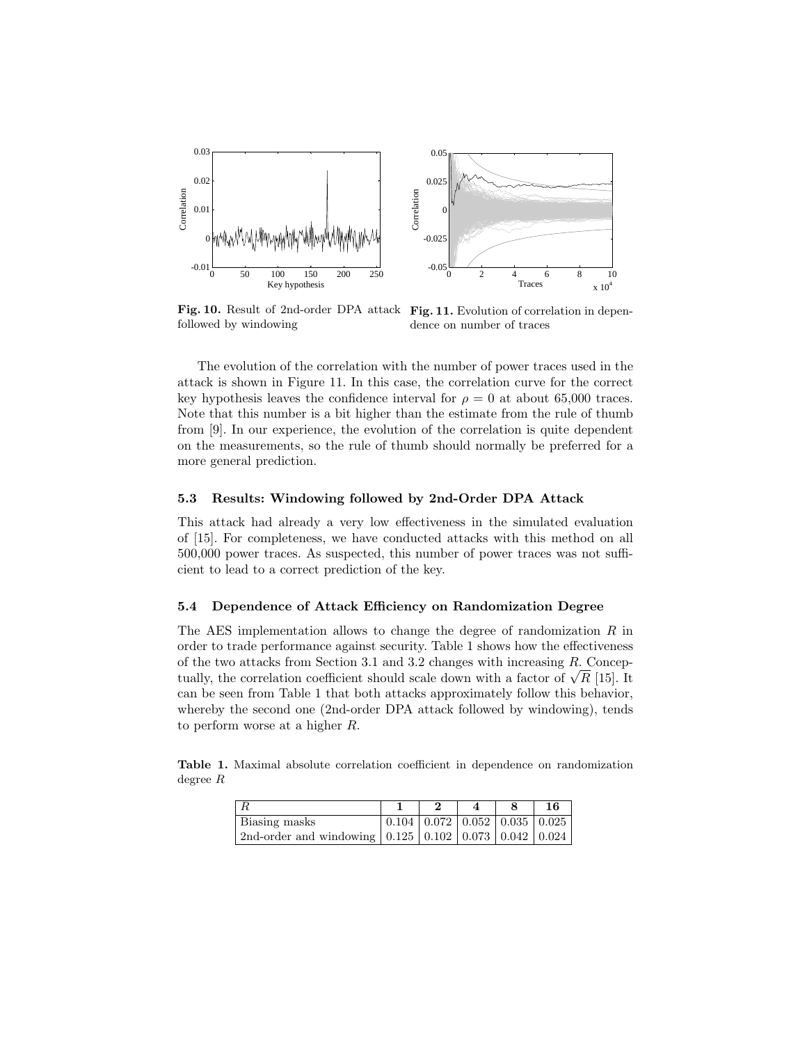**Fig. 10.** Result of 2nd-order DPA attack followed by windowing

**Fig. 11.** Evolution of correlation in dependence on number of traces

The evolution of the correlation with the number of power traces used in the attack is shown in Figure 11. In this case, the correlation curve for the correct key hypothesis leaves the confidence interval for $\rho = 0$ at about 65,000 traces. Note that this number is a bit higher than the estimate from the rule of thumb from [9]. In our experience, the evolution of the correlation is quite dependent on the measurements, so the rule of thumb should normally be preferred for a more general prediction.

### 5.3 Results: Windowing followed by 2nd-Order DPA Attack

This attack had already a very low effectiveness in the simulated evaluation of [15]. For completeness, we have conducted attacks with this method on all 500,000 power traces. As suspected, this number of power traces was not sufficient to lead to a correct prediction of the key.

### 5.4 Dependence of Attack Efficiency on Randomization Degree

The AES implementation allows to change the degree of randomization $R$ in order to trade performance against security. Table 1 shows how the effectiveness of the two attacks from Section 3.1 and 3.2 changes with increasing $R$. Conceptually, the correlation coefficient should scale down with a factor of $\sqrt{R}$ [15]. It can be seen from Table 1 that both attacks approximately follow this behavior, whereby the second one (2nd-order DPA attack followed by windowing), tends to perform worse at a higher $R$.

**Table 1.** Maximal absolute correlation coefficient in dependence on randomization degree $R$

| $R$ | **1** | **2** | **4** | **8** | **16** |
|---|---|---|---|---|---|
| Biasing masks | 0.104 | 0.072 | 0.052 | 0.035 | 0.025 |
| 2nd-order and windowing | 0.125 | 0.102 | 0.073 | 0.042 | 0.024 |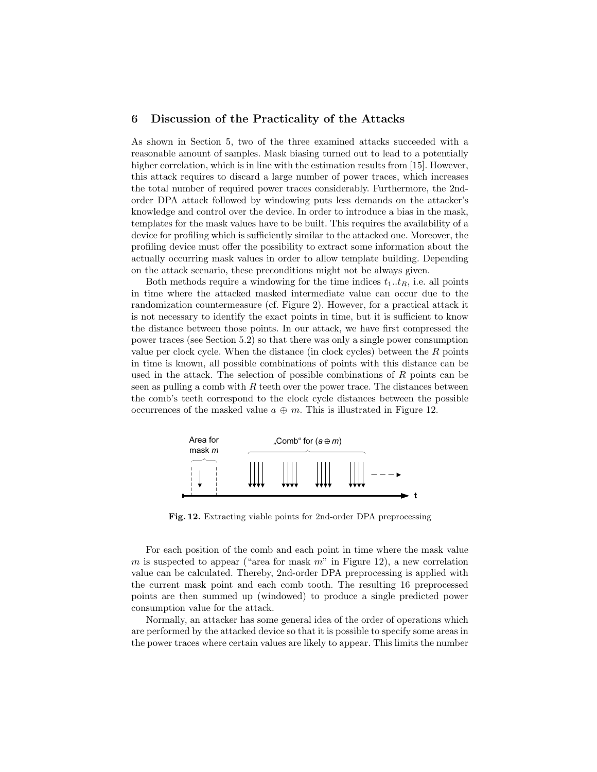## 6 Discussion of the Practicality of the Attacks

As shown in Section 5, two of the three examined attacks succeeded with a reasonable amount of samples. Mask biasing turned out to lead to a potentially higher correlation, which is in line with the estimation results from [15]. However, this attack requires to discard a large number of power traces, which increases the total number of required power traces considerably. Furthermore, the 2nd-order DPA attack followed by windowing puts less demands on the attacker's knowledge and control over the device. In order to introduce a bias in the mask, templates for the mask values have to be built. This requires the availability of a device for profiling which is sufficiently similar to the attacked one. Moreover, the profiling device must offer the possibility to extract some information about the actually occurring mask values in order to allow template building. Depending on the attack scenario, these preconditions might not be always given.

Both methods require a windowing for the time indices $t_1..t_R$, i.e. all points in time where the attacked masked intermediate value can occur due to the randomization countermeasure (cf. Figure 2). However, for a practical attack it is not necessary to identify the exact points in time, but it is sufficient to know the distance between those points. In our attack, we have first compressed the power traces (see Section 5.2) so that there was only a single power consumption value per clock cycle. When the distance (in clock cycles) between the $R$ points in time is known, all possible combinations of points with this distance can be used in the attack. The selection of possible combinations of $R$ points can be seen as pulling a comb with $R$ teeth over the power trace. The distances between the comb's teeth correspond to the clock cycle distances between the possible occurrences of the masked value $a \oplus m$. This is illustrated in Figure 12.

**Fig. 12.** Extracting viable points for 2nd-order DPA preprocessing

For each position of the comb and each point in time where the mask value $m$ is suspected to appear ("area for mask $m$" in Figure 12), a new correlation value can be calculated. Thereby, 2nd-order DPA preprocessing is applied with the current mask point and each comb tooth. The resulting 16 preprocessed points are then summed up (windowed) to produce a single predicted power consumption value for the attack.

Normally, an attacker has some general idea of the order of operations which are performed by the attacked device so that it is possible to specify some areas in the power traces where certain values are likely to appear. This limits the number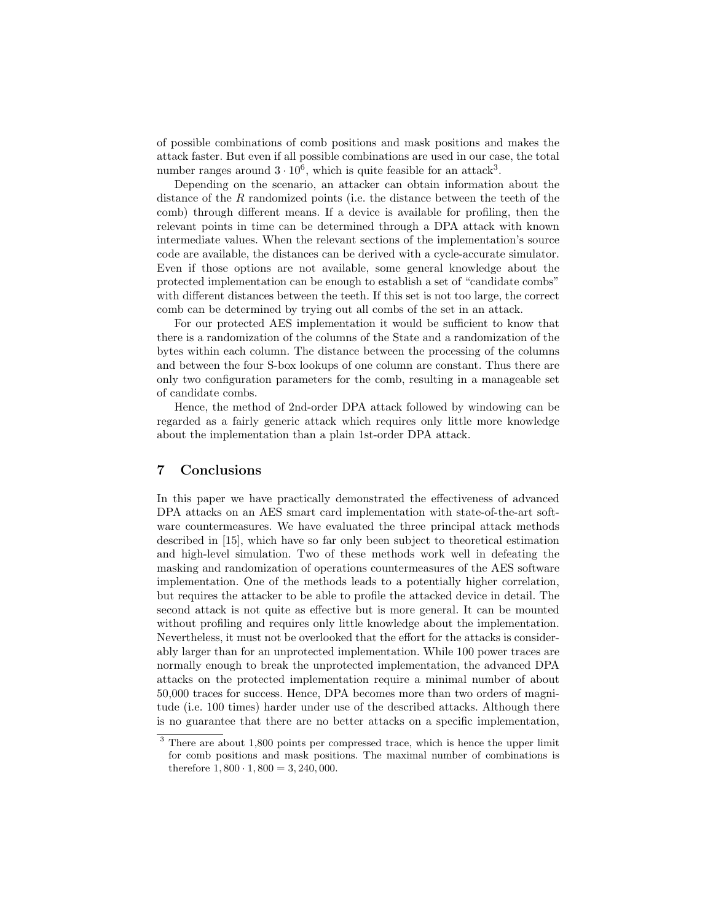of possible combinations of comb positions and mask positions and makes the attack faster. But even if all possible combinations are used in our case, the total number ranges around $3 \cdot 10^6$, which is quite feasible for an attack[3].

Depending on the scenario, an attacker can obtain information about the distance of the $R$ randomized points (i.e. the distance between the teeth of the comb) through different means. If a device is available for profiling, then the relevant points in time can be determined through a DPA attack with known intermediate values. When the relevant sections of the implementation's source code are available, the distances can be derived with a cycle-accurate simulator. Even if those options are not available, some general knowledge about the protected implementation can be enough to establish a set of "candidate combs" with different distances between the teeth. If this set is not too large, the correct comb can be determined by trying out all combs of the set in an attack.

For our protected AES implementation it would be sufficient to know that there is a randomization of the columns of the State and a randomization of the bytes within each column. The distance between the processing of the columns and between the four S-box lookups of one column are constant. Thus there are only two configuration parameters for the comb, resulting in a manageable set of candidate combs.

Hence, the method of 2nd-order DPA attack followed by windowing can be regarded as a fairly generic attack which requires only little more knowledge about the implementation than a plain 1st-order DPA attack.

## 7 Conclusions

In this paper we have practically demonstrated the effectiveness of advanced DPA attacks on an AES smart card implementation with state-of-the-art software countermeasures. We have evaluated the three principal attack methods described in [15], which have so far only been subject to theoretical estimation and high-level simulation. Two of these methods work well in defeating the masking and randomization of operations countermeasures of the AES software implementation. One of the methods leads to a potentially higher correlation, but requires the attacker to be able to profile the attacked device in detail. The second attack is not quite as effective but is more general. It can be mounted without profiling and requires only little knowledge about the implementation. Nevertheless, it must not be overlooked that the effort for the attacks is considerably larger than for an unprotected implementation. While 100 power traces are normally enough to break the unprotected implementation, the advanced DPA attacks on the protected implementation require a minimal number of about 50,000 traces for success. Hence, DPA becomes more than two orders of magnitude (i.e. 100 times) harder under use of the described attacks. Although there is no guarantee that there are no better attacks on a specific implementation,

[3] There are about 1,800 points per compressed trace, which is hence the upper limit for comb positions and mask positions. The maximal number of combinations is therefore $1,800 \cdot 1,800 = 3,240,000$.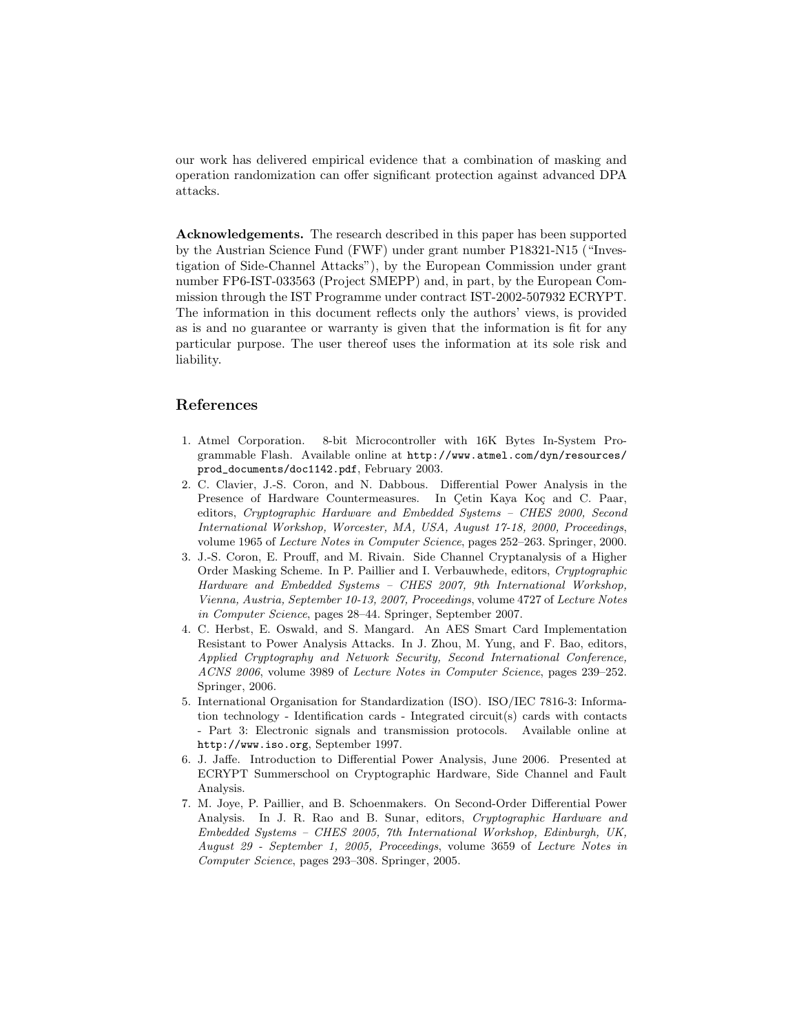our work has delivered empirical evidence that a combination of masking and operation randomization can offer significant protection against advanced DPA attacks.

**Acknowledgements.** The research described in this paper has been supported by the Austrian Science Fund (FWF) under grant number P18321-N15 ("Investigation of Side-Channel Attacks"), by the European Commission under grant number FP6-IST-033563 (Project SMEPP) and, in part, by the European Commission through the IST Programme under contract IST-2002-507932 ECRYPT. The information in this document reflects only the authors' views, is provided as is and no guarantee or warranty is given that the information is fit for any particular purpose. The user thereof uses the information at its sole risk and liability.

## References

1. Atmel Corporation. 8-bit Microcontroller with 16K Bytes In-System Programmable Flash. Available online at `http://www.atmel.com/dyn/resources/prod_documents/doc1142.pdf`, February 2003.
2. C. Clavier, J.-S. Coron, and N. Dabbous. Differential Power Analysis in the Presence of Hardware Countermeasures. In Çetin Kaya Koç and C. Paar, editors, *Cryptographic Hardware and Embedded Systems – CHES 2000, Second International Workshop, Worcester, MA, USA, August 17-18, 2000, Proceedings*, volume 1965 of *Lecture Notes in Computer Science*, pages 252–263. Springer, 2000.
3. J.-S. Coron, E. Prouff, and M. Rivain. Side Channel Cryptanalysis of a Higher Order Masking Scheme. In P. Paillier and I. Verbauwhede, editors, *Cryptographic Hardware and Embedded Systems – CHES 2007, 9th International Workshop, Vienna, Austria, September 10-13, 2007, Proceedings*, volume 4727 of *Lecture Notes in Computer Science*, pages 28–44. Springer, September 2007.
4. C. Herbst, E. Oswald, and S. Mangard. An AES Smart Card Implementation Resistant to Power Analysis Attacks. In J. Zhou, M. Yung, and F. Bao, editors, *Applied Cryptography and Network Security, Second International Conference, ACNS 2006*, volume 3989 of *Lecture Notes in Computer Science*, pages 239–252. Springer, 2006.
5. International Organisation for Standardization (ISO). ISO/IEC 7816-3: Information technology - Identification cards - Integrated circuit(s) cards with contacts - Part 3: Electronic signals and transmission protocols. Available online at `http://www.iso.org`, September 1997.
6. J. Jaffe. Introduction to Differential Power Analysis, June 2006. Presented at ECRYPT Summerschool on Cryptographic Hardware, Side Channel and Fault Analysis.
7. M. Joye, P. Paillier, and B. Schoenmakers. On Second-Order Differential Power Analysis. In J. R. Rao and B. Sunar, editors, *Cryptographic Hardware and Embedded Systems – CHES 2005, 7th International Workshop, Edinburgh, UK, August 29 - September 1, 2005, Proceedings*, volume 3659 of *Lecture Notes in Computer Science*, pages 293–308. Springer, 2005.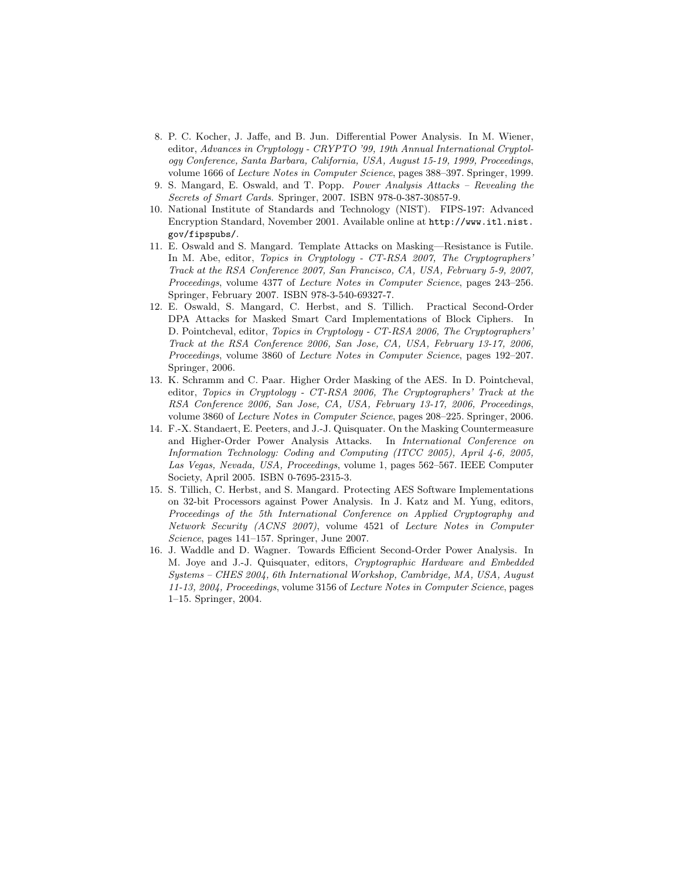8. P. C. Kocher, J. Jaffe, and B. Jun. Differential Power Analysis. In M. Wiener, editor, *Advances in Cryptology - CRYPTO '99, 19th Annual International Cryptology Conference, Santa Barbara, California, USA, August 15-19, 1999, Proceedings*, volume 1666 of *Lecture Notes in Computer Science*, pages 388–397. Springer, 1999.
9. S. Mangard, E. Oswald, and T. Popp. *Power Analysis Attacks – Revealing the Secrets of Smart Cards*. Springer, 2007. ISBN 978-0-387-30857-9.
10. National Institute of Standards and Technology (NIST). FIPS-197: Advanced Encryption Standard, November 2001. Available online at `http://www.itl.nist.gov/fipspubs/`.
11. E. Oswald and S. Mangard. Template Attacks on Masking—Resistance is Futile. In M. Abe, editor, *Topics in Cryptology - CT-RSA 2007, The Cryptographers' Track at the RSA Conference 2007, San Francisco, CA, USA, February 5-9, 2007, Proceedings*, volume 4377 of *Lecture Notes in Computer Science*, pages 243–256. Springer, February 2007. ISBN 978-3-540-69327-7.
12. E. Oswald, S. Mangard, C. Herbst, and S. Tillich. Practical Second-Order DPA Attacks for Masked Smart Card Implementations of Block Ciphers. In D. Pointcheval, editor, *Topics in Cryptology - CT-RSA 2006, The Cryptographers' Track at the RSA Conference 2006, San Jose, CA, USA, February 13-17, 2006, Proceedings*, volume 3860 of *Lecture Notes in Computer Science*, pages 192–207. Springer, 2006.
13. K. Schramm and C. Paar. Higher Order Masking of the AES. In D. Pointcheval, editor, *Topics in Cryptology - CT-RSA 2006, The Cryptographers' Track at the RSA Conference 2006, San Jose, CA, USA, February 13-17, 2006, Proceedings*, volume 3860 of *Lecture Notes in Computer Science*, pages 208–225. Springer, 2006.
14. F.-X. Standaert, E. Peeters, and J.-J. Quisquater. On the Masking Countermeasure and Higher-Order Power Analysis Attacks. In *International Conference on Information Technology: Coding and Computing (ITCC 2005), April 4-6, 2005, Las Vegas, Nevada, USA, Proceedings*, volume 1, pages 562–567. IEEE Computer Society, April 2005. ISBN 0-7695-2315-3.
15. S. Tillich, C. Herbst, and S. Mangard. Protecting AES Software Implementations on 32-bit Processors against Power Analysis. In J. Katz and M. Yung, editors, *Proceedings of the 5th International Conference on Applied Cryptography and Network Security (ACNS 2007)*, volume 4521 of *Lecture Notes in Computer Science*, pages 141–157. Springer, June 2007.
16. J. Waddle and D. Wagner. Towards Efficient Second-Order Power Analysis. In M. Joye and J.-J. Quisquater, editors, *Cryptographic Hardware and Embedded Systems – CHES 2004, 6th International Workshop, Cambridge, MA, USA, August 11-13, 2004, Proceedings*, volume 3156 of *Lecture Notes in Computer Science*, pages 1–15. Springer, 2004.